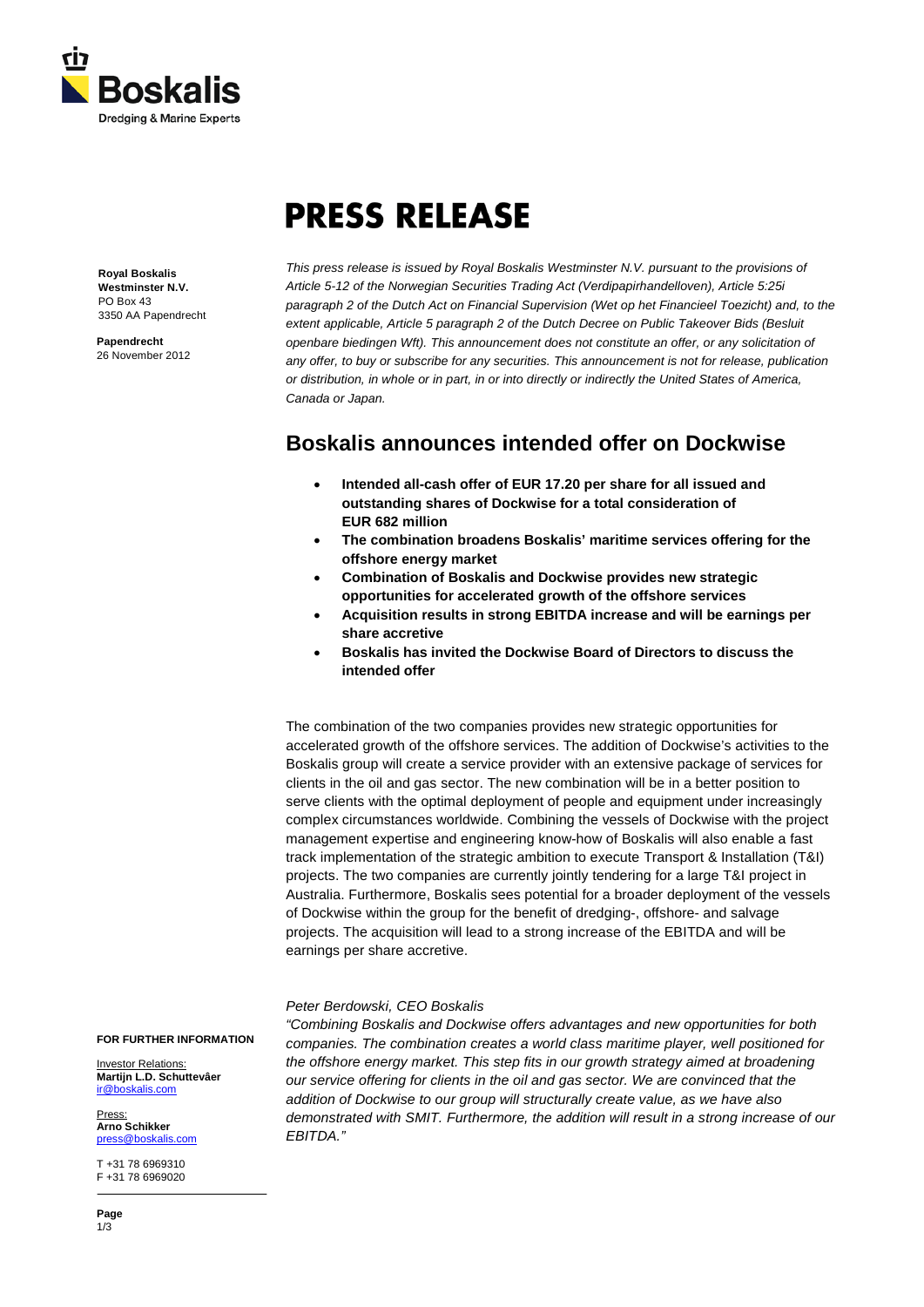**Royal Boskalis Westminster N.V.**
PO Box 43
3350 AA Papendrecht

**Papendrecht**
26 November 2012

# PRESS RELEASE

*This press release is issued by Royal Boskalis Westminster N.V. pursuant to the provisions of Article 5-12 of the Norwegian Securities Trading Act (Verdipapirhandelloven), Article 5:25i paragraph 2 of the Dutch Act on Financial Supervision (Wet op het Financieel Toezicht) and, to the extent applicable, Article 5 paragraph 2 of the Dutch Decree on Public Takeover Bids (Besluit openbare biedingen Wft). This announcement does not constitute an offer, or any solicitation of any offer, to buy or subscribe for any securities. This announcement is not for release, publication or distribution, in whole or in part, in or into directly or indirectly the United States of America, Canada or Japan.*

## Boskalis announces intended offer on Dockwise

- **Intended all-cash offer of EUR 17.20 per share for all issued and outstanding shares of Dockwise for a total consideration of EUR 682 million**
- **The combination broadens Boskalis' maritime services offering for the offshore energy market**
- **Combination of Boskalis and Dockwise provides new strategic opportunities for accelerated growth of the offshore services**
- **Acquisition results in strong EBITDA increase and will be earnings per share accretive**
- **Boskalis has invited the Dockwise Board of Directors to discuss the intended offer**

The combination of the two companies provides new strategic opportunities for accelerated growth of the offshore services. The addition of Dockwise's activities to the Boskalis group will create a service provider with an extensive package of services for clients in the oil and gas sector. The new combination will be in a better position to serve clients with the optimal deployment of people and equipment under increasingly complex circumstances worldwide. Combining the vessels of Dockwise with the project management expertise and engineering know-how of Boskalis will also enable a fast track implementation of the strategic ambition to execute Transport & Installation (T&I) projects. The two companies are currently jointly tendering for a large T&I project in Australia. Furthermore, Boskalis sees potential for a broader deployment of the vessels of Dockwise within the group for the benefit of dredging-, offshore- and salvage projects. The acquisition will lead to a strong increase of the EBITDA and will be earnings per share accretive.

*Peter Berdowski, CEO Boskalis*

*"Combining Boskalis and Dockwise offers advantages and new opportunities for both companies. The combination creates a world class maritime player, well positioned for the offshore energy market. This step fits in our growth strategy aimed at broadening our service offering for clients in the oil and gas sector. We are convinced that the addition of Dockwise to our group will structurally create value, as we have also demonstrated with SMIT. Furthermore, the addition will result in a strong increase of our EBITDA."*

**FOR FURTHER INFORMATION**

Investor Relations:
**Martijn L.D. Schuttevâer**
ir@boskalis.com

Press:
**Arno Schikker**
press@boskalis.com

T +31 78 6969310
F +31 78 6969020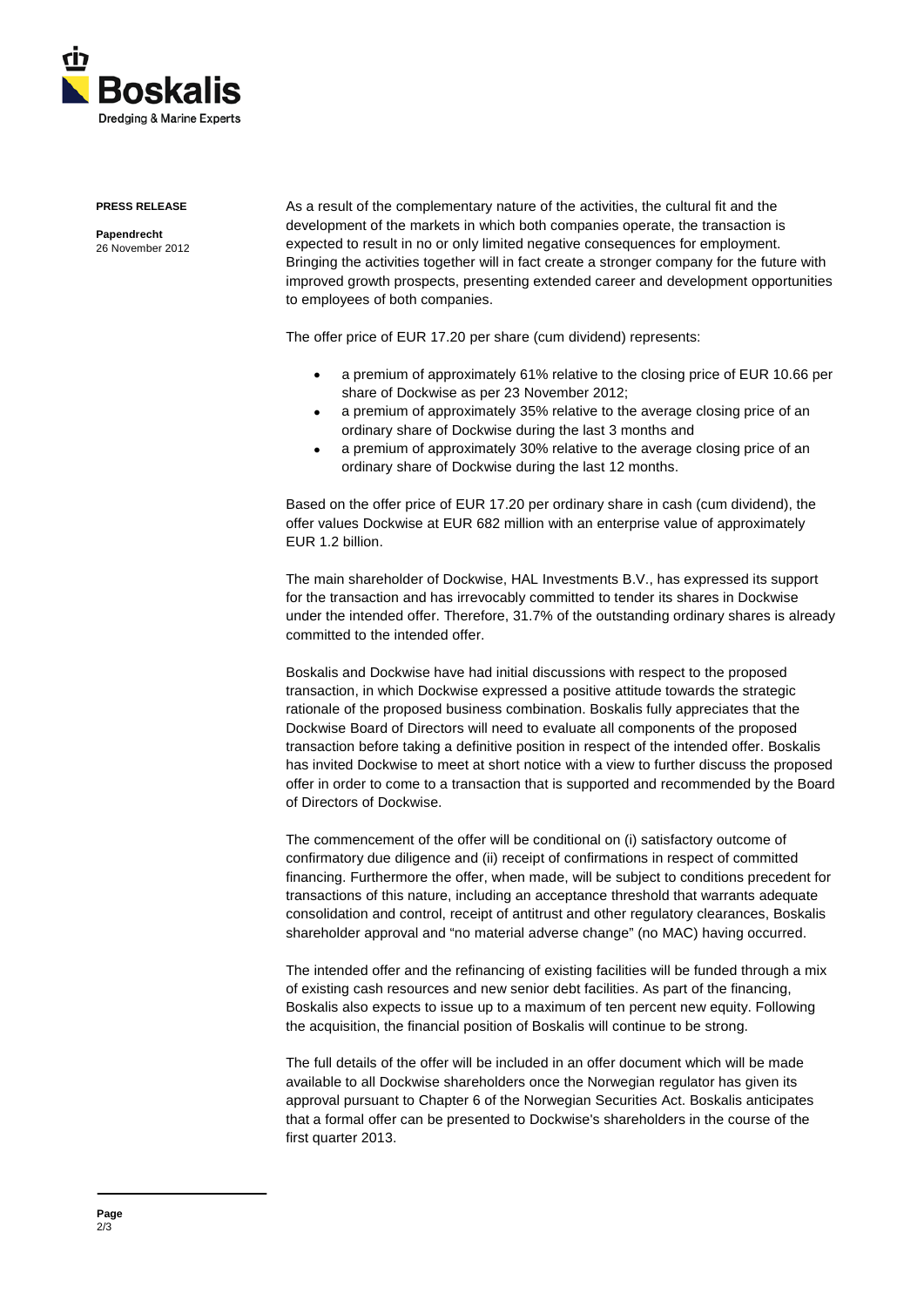As a result of the complementary nature of the activities, the cultural fit and the development of the markets in which both companies operate, the transaction is expected to result in no or only limited negative consequences for employment. Bringing the activities together will in fact create a stronger company for the future with improved growth prospects, presenting extended career and development opportunities to employees of both companies.

The offer price of EUR 17.20 per share (cum dividend) represents:

- a premium of approximately 61% relative to the closing price of EUR 10.66 per share of Dockwise as per 23 November 2012;
- a premium of approximately 35% relative to the average closing price of an ordinary share of Dockwise during the last 3 months and
- a premium of approximately 30% relative to the average closing price of an ordinary share of Dockwise during the last 12 months.

Based on the offer price of EUR 17.20 per ordinary share in cash (cum dividend), the offer values Dockwise at EUR 682 million with an enterprise value of approximately EUR 1.2 billion.

The main shareholder of Dockwise, HAL Investments B.V., has expressed its support for the transaction and has irrevocably committed to tender its shares in Dockwise under the intended offer. Therefore, 31.7% of the outstanding ordinary shares is already committed to the intended offer.

Boskalis and Dockwise have had initial discussions with respect to the proposed transaction, in which Dockwise expressed a positive attitude towards the strategic rationale of the proposed business combination. Boskalis fully appreciates that the Dockwise Board of Directors will need to evaluate all components of the proposed transaction before taking a definitive position in respect of the intended offer. Boskalis has invited Dockwise to meet at short notice with a view to further discuss the proposed offer in order to come to a transaction that is supported and recommended by the Board of Directors of Dockwise.

The commencement of the offer will be conditional on (i) satisfactory outcome of confirmatory due diligence and (ii) receipt of confirmations in respect of committed financing. Furthermore the offer, when made, will be subject to conditions precedent for transactions of this nature, including an acceptance threshold that warrants adequate consolidation and control, receipt of antitrust and other regulatory clearances, Boskalis shareholder approval and "no material adverse change" (no MAC) having occurred.

The intended offer and the refinancing of existing facilities will be funded through a mix of existing cash resources and new senior debt facilities. As part of the financing, Boskalis also expects to issue up to a maximum of ten percent new equity. Following the acquisition, the financial position of Boskalis will continue to be strong.

The full details of the offer will be included in an offer document which will be made available to all Dockwise shareholders once the Norwegian regulator has given its approval pursuant to Chapter 6 of the Norwegian Securities Act. Boskalis anticipates that a formal offer can be presented to Dockwise's shareholders in the course of the first quarter 2013.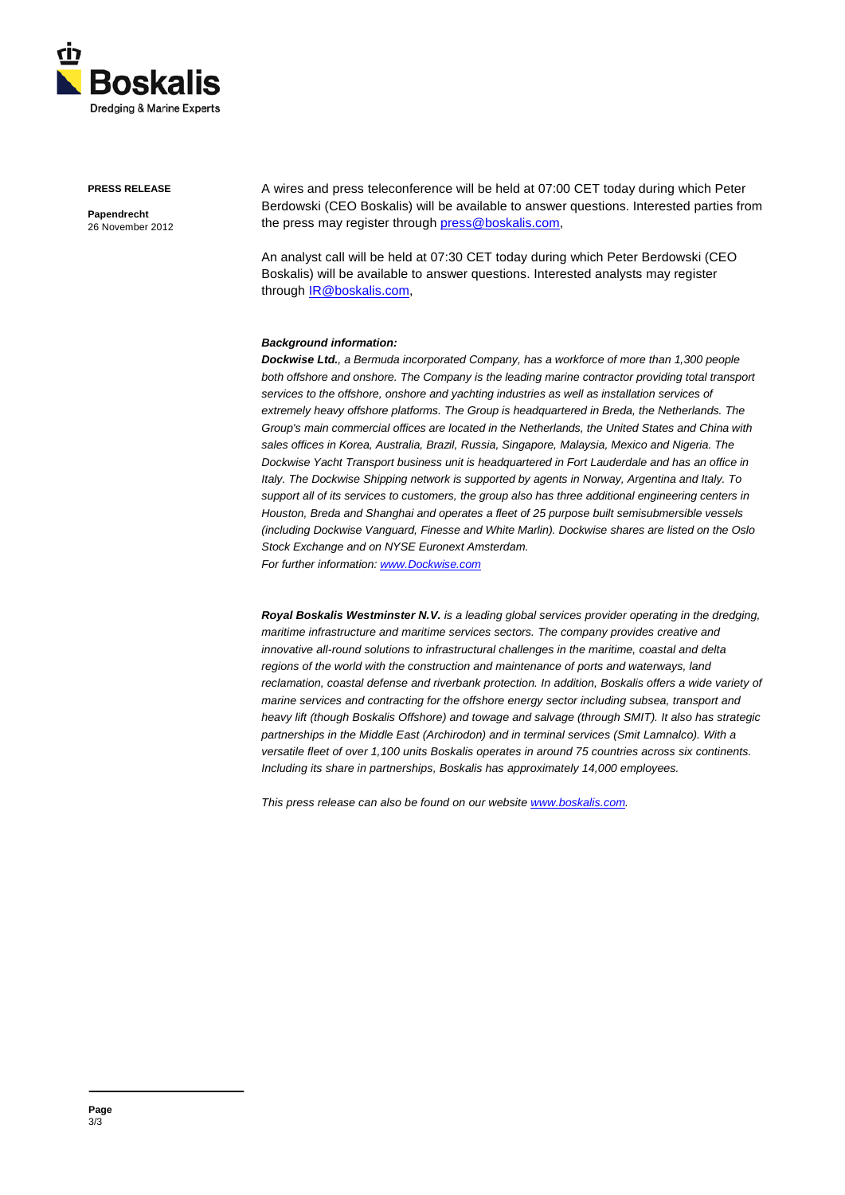**PRESS RELEASE**

**Papendrecht**
26 November 2012

A wires and press teleconference will be held at 07:00 CET today during which Peter Berdowski (CEO Boskalis) will be available to answer questions. Interested parties from the press may register through press@boskalis.com,

An analyst call will be held at 07:30 CET today during which Peter Berdowski (CEO Boskalis) will be available to answer questions. Interested analysts may register through IR@boskalis.com,

***Background information:***

***Dockwise Ltd.****, a Bermuda incorporated Company, has a workforce of more than 1,300 people both offshore and onshore. The Company is the leading marine contractor providing total transport services to the offshore, onshore and yachting industries as well as installation services of extremely heavy offshore platforms. The Group is headquartered in Breda, the Netherlands. The Group's main commercial offices are located in the Netherlands, the United States and China with sales offices in Korea, Australia, Brazil, Russia, Singapore, Malaysia, Mexico and Nigeria. The Dockwise Yacht Transport business unit is headquartered in Fort Lauderdale and has an office in Italy. The Dockwise Shipping network is supported by agents in Norway, Argentina and Italy. To support all of its services to customers, the group also has three additional engineering centers in Houston, Breda and Shanghai and operates a fleet of 25 purpose built semisubmersible vessels (including Dockwise Vanguard, Finesse and White Marlin). Dockwise shares are listed on the Oslo Stock Exchange and on NYSE Euronext Amsterdam.*
*For further information: www.Dockwise.com*

***Royal Boskalis Westminster N.V.*** *is a leading global services provider operating in the dredging, maritime infrastructure and maritime services sectors. The company provides creative and innovative all-round solutions to infrastructural challenges in the maritime, coastal and delta regions of the world with the construction and maintenance of ports and waterways, land reclamation, coastal defense and riverbank protection. In addition, Boskalis offers a wide variety of marine services and contracting for the offshore energy sector including subsea, transport and heavy lift (though Boskalis Offshore) and towage and salvage (through SMIT). It also has strategic partnerships in the Middle East (Archirodon) and in terminal services (Smit Lamnalco). With a versatile fleet of over 1,100 units Boskalis operates in around 75 countries across six continents. Including its share in partnerships, Boskalis has approximately 14,000 employees.*

*This press release can also be found on our website www.boskalis.com.*